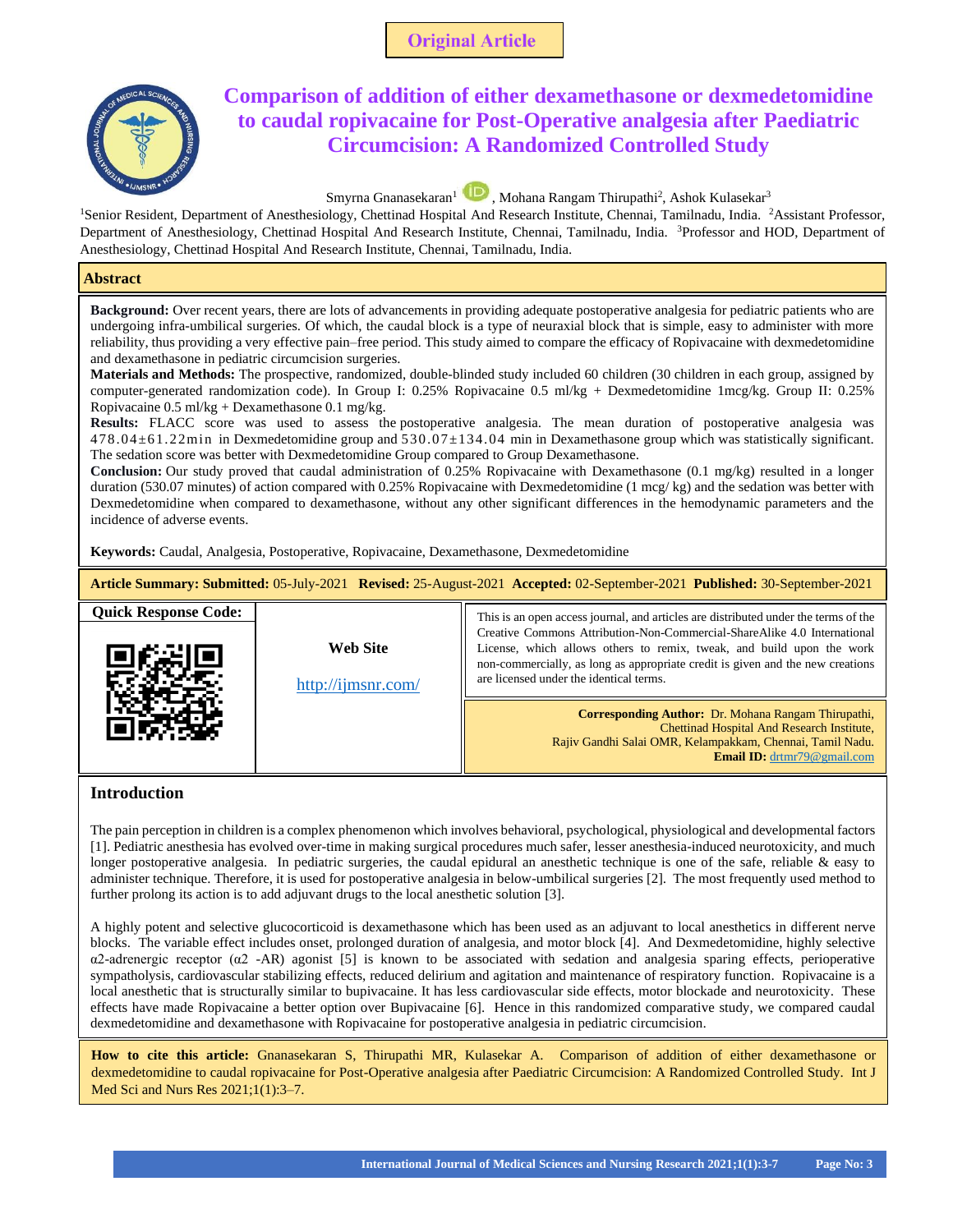Original Article

# Comparison of addition of either dexamethasone or dexmedetomidine to caudal ropivacaine for Post-Operative analgesia after Paediatric Circumcision: A Randomized Controlled Study

Smyrna Gnanasekaran[1], Mohana Rangam Thirupathi[2], Ashok Kulasekar[3]

[1]Senior Resident, Department of Anesthesiology, Chettinad Hospital And Research Institute, Chennai, Tamilnadu, India. [2]Assistant Professor, Department of Anesthesiology, Chettinad Hospital And Research Institute, Chennai, Tamilnadu, India. [3]Professor and HOD, Department of Anesthesiology, Chettinad Hospital And Research Institute, Chennai, Tamil Nadu, India.

## Abstract

**Background:** Over recent years, there are lots of advancements in providing adequate postoperative analgesia for pediatric patients who are undergoing infra-umbilical surgeries. Of which, the caudal block is a type of neuraxial block that is simple, easy to administer with more reliability, thus providing a very effective pain–free period. This study aimed to compare the efficacy of Ropivacaine with dexmedetomidine and dexamethasone in pediatric circumcision surgeries.

**Materials and Methods:** The prospective, randomized, double-blinded study included 60 children (30 children in each group, assigned by computer-generated randomization code). In Group I: 0.25% Ropivacaine 0.5 ml/kg + Dexmedetomidine 1mcg/kg. Group II: 0.25% Ropivacaine 0.5 ml/kg + Dexamethasone 0.1 mg/kg.

**Results:** FLACC score was used to assess the postoperative analgesia. The mean duration of postoperative analgesia was 478.04±61.22min in Dexmedetomidine group and 530.07±134.04 min in Dexamethasone group which was statistically significant. The sedation score was better with Dexmedetomidine Group compared to Group Dexamethasone.

**Conclusion:** Our study proved that caudal administration of 0.25% Ropivacaine with Dexamethasone (0.1 mg/kg) resulted in a longer duration (530.07 minutes) of action compared with 0.25% Ropivacaine with Dexmedetomidine (1 mcg/ kg) and the sedation was better with Dexmedetomidine when compared to dexamethasone, without any other significant differences in the hemodynamic parameters and the incidence of adverse events.

**Keywords:** Caudal, Analgesia, Postoperative, Ropivacaine, Dexamethasone, Dexmedetomidine

**Article Summary: Submitted:** 05-July-2021 **Revised:** 25-August-2021 **Accepted:** 02-September-2021 **Published:** 30-September-2021

**Quick Response Code:**

**Web Site**

http://ijmsnr.com/

This is an open access journal, and articles are distributed under the terms of the Creative Commons Attribution-Non-Commercial-ShareAlike 4.0 International License, which allows others to remix, tweak, and build upon the work non-commercially, as long as appropriate credit is given and the new creations are licensed under the identical terms.

**Corresponding Author:** Dr. Mohana Rangam Thirupathi, Chettinad Hospital And Research Institute, Rajiv Gandhi Salai OMR, Kelampakkam, Chennai, Tamil Nadu.
**Email ID:** drtmr79@gmail.com

## Introduction

The pain perception in children is a complex phenomenon which involves behavioral, psychological, physiological and developmental factors [1]. Pediatric anesthesia has evolved over-time in making surgical procedures much safer, lesser anesthesia-induced neurotoxicity, and much longer postoperative analgesia. In pediatric surgeries, the caudal epidural an anesthetic technique is one of the safe, reliable & easy to administer technique. Therefore, it is used for postoperative analgesia in below-umbilical surgeries [2]. The most frequently used method to further prolong its action is to add adjuvant drugs to the local anesthetic solution [3].

A highly potent and selective glucocorticoid is dexamethasone which has been used as an adjuvant to local anesthetics in different nerve blocks. The variable effect includes onset, prolonged duration of analgesia, and motor block [4]. And Dexmedetomidine, highly selective α2-adrenergic receptor (α2 -AR) agonist [5] is known to be associated with sedation and analgesia sparing effects, perioperative sympatholysis, cardiovascular stabilizing effects, reduced delirium and agitation and maintenance of respiratory function. Ropivacaine is a local anesthetic that is structurally similar to bupivacaine. It has less cardiovascular side effects, motor blockade and neurotoxicity. These effects have made Ropivacaine a better option over Bupivacaine [6]. Hence in this randomized comparative study, we compared caudal dexmedetomidine and dexamethasone with Ropivacaine for postoperative analgesia in pediatric circumcision.

**How to cite this article:** Gnanasekaran S, Thirupathi MR, Kulasekar A. Comparison of addition of either dexamethasone or dexmedetomidine to caudal ropivacaine for Post-Operative analgesia after Paediatric Circumcision: A Randomized Controlled Study. Int J Med Sci and Nurs Res 2021;1(1):3–7.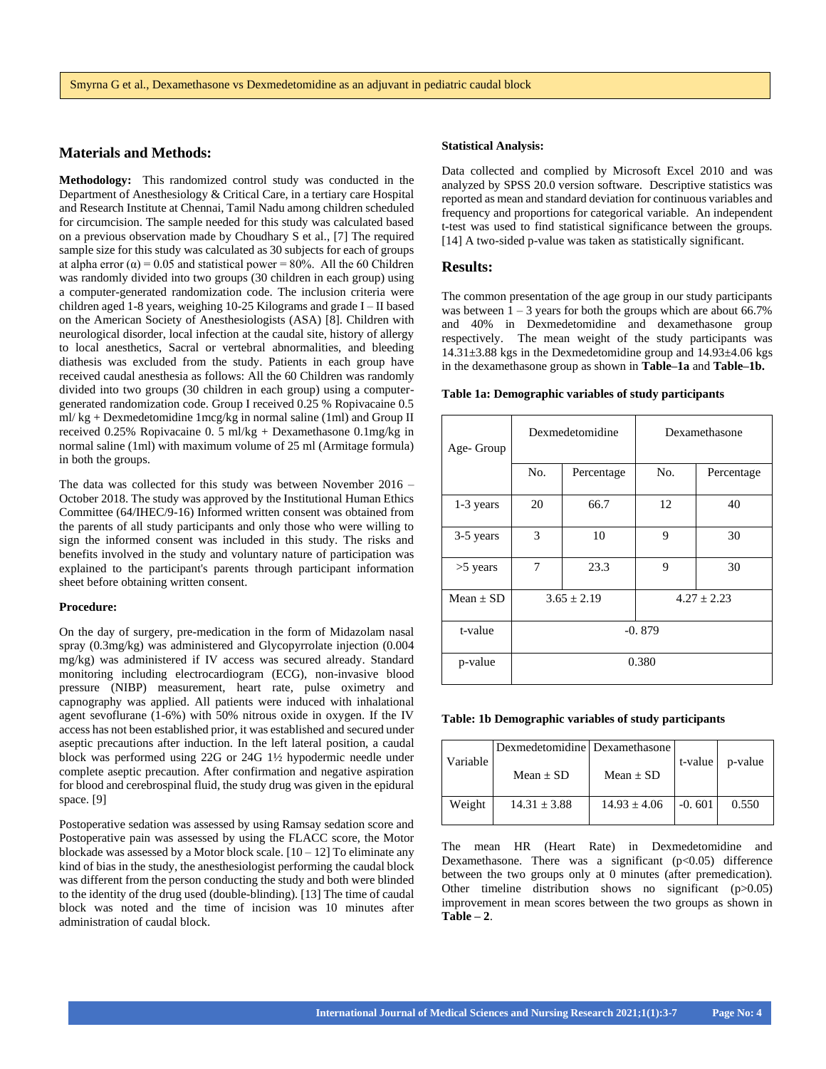## Materials and Methods:

**Methodology:** This randomized control study was conducted in the Department of Anesthesiology & Critical Care, in a tertiary care Hospital and Research Institute at Chennai, Tamil Nadu among children scheduled for circumcision. The sample needed for this study was calculated based on a previous observation made by Choudhary S et al., [7] The required sample size for this study was calculated as 30 subjects for each of groups at alpha error ($\alpha$) = 0.05 and statistical power = 80%. All the 60 Children was randomly divided into two groups (30 children in each group) using a computer-generated randomization code. The inclusion criteria were children aged 1-8 years, weighing 10-25 Kilograms and grade I – II based on the American Society of Anesthesiologists (ASA) [8]. Children with neurological disorder, local infection at the caudal site, history of allergy to local anesthetics, Sacral or vertebral abnormalities, and bleeding diathesis was excluded from the study. Patients in each group have received caudal anesthesia as follows: All the 60 Children was randomly divided into two groups (30 children in each group) using a computer-generated randomization code. Group I received 0.25 % Ropivacaine 0.5 ml/ kg + Dexmedetomidine 1mcg/kg in normal saline (1ml) and Group II received 0.25% Ropivacaine 0. 5 ml/kg + Dexamethasone 0.1mg/kg in normal saline (1ml) with maximum volume of 25 ml (Armitage formula) in both the groups.

The data was collected for this study was between November 2016 – October 2018. The study was approved by the Institutional Human Ethics Committee (64/IHEC/9-16) Informed written consent was obtained from the parents of all study participants and only those who were willing to sign the informed consent was included in this study. The risks and benefits involved in the study and voluntary nature of participation was explained to the participant's parents through participant information sheet before obtaining written consent.

### Procedure:

On the day of surgery, pre-medication in the form of Midazolam nasal spray (0.3mg/kg) was administered and Glycopyrrolate injection (0.004 mg/kg) was administered if IV access was secured already. Standard monitoring including electrocardiogram (ECG), non-invasive blood pressure (NIBP) measurement, heart rate, pulse oximetry and capnography was applied. All patients were induced with inhalational agent sevoflurane (1-6%) with 50% nitrous oxide in oxygen. If the IV access has not been established prior, it was established and secured under aseptic precautions after induction. In the left lateral position, a caudal block was performed using 22G or 24G 1½ hypodermic needle under complete aseptic precaution. After confirmation and negative aspiration for blood and cerebrospinal fluid, the study drug was given in the epidural space. [9]

Postoperative sedation was assessed by using Ramsay sedation score and Postoperative pain was assessed by using the FLACC score, the Motor blockade was assessed by a Motor block scale. [10 – 12] To eliminate any kind of bias in the study, the anesthesiologist performing the caudal block was different from the person conducting the study and both were blinded to the identity of the drug used (double-blinding). [13] The time of caudal block was noted and the time of incision was 10 minutes after administration of caudal block.

### Statistical Analysis:

Data collected and complied by Microsoft Excel 2010 and was analyzed by SPSS 20.0 version software. Descriptive statistics was reported as mean and standard deviation for continuous variables and frequency and proportions for categorical variable. An independent t-test was used to find statistical significance between the groups. [14] A two-sided p-value was taken as statistically significant.

## Results:

The common presentation of the age group in our study participants was between 1 – 3 years for both the groups which are about 66.7% and 40% in Dexmedetomidine and dexamethasone group respectively. The mean weight of the study participants was 14.31±3.88 kgs in the Dexmedetomidine group and 14.93±4.06 kgs in the dexamethasone group as shown in **Table–1a** and **Table–1b.**

**Table 1a: Demographic variables of study participants**

| Age- Group | Dexmedetomidine | | Dexamethasone | |
|---|---|---|---|---|
| | No. | Percentage | No. | Percentage |
| 1-3 years | 20 | 66.7 | 12 | 40 |
| 3-5 years | 3 | 10 | 9 | 30 |
| >5 years | 7 | 23.3 | 9 | 30 |
| Mean ± SD | 3.65 ± 2.19 | | 4.27 ± 2.23 | |
| t-value | -0. 879 | | | |
| p-value | 0.380 | | | |

**Table: 1b Demographic variables of study participants**

| Variable | Dexmedetomidine Mean ± SD | Dexamethasone Mean ± SD | t-value | p-value |
|---|---|---|---|---|
| Weight | 14.31 ± 3.88 | 14.93 ± 4.06 | -0. 601 | 0.550 |

The mean HR (Heart Rate) in Dexmedetomidine and Dexamethasone. There was a significant ($p<0.05$) difference between the two groups only at 0 minutes (after premedication). Other timeline distribution shows no significant ($p>0.05$) improvement in mean scores between the two groups as shown in **Table – 2**.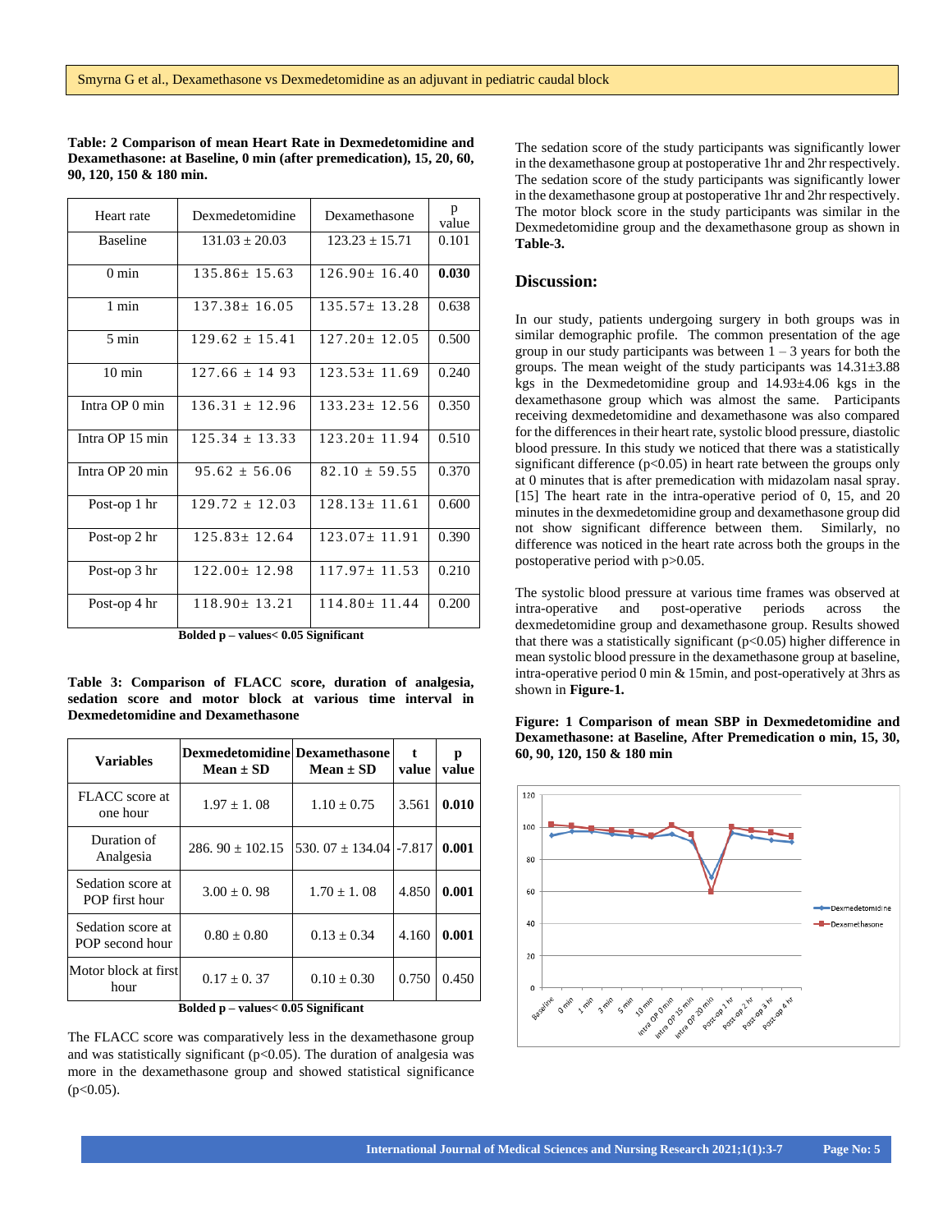**Table: 2 Comparison of mean Heart Rate in Dexmedetomidine and Dexamethasone: at Baseline, 0 min (after premedication), 15, 20, 60, 90, 120, 150 & 180 min.**

| Heart rate | Dexmedetomidine | Dexamethasone | p value |
|---|---|---|---|
| Baseline | 131.03 ± 20.03 | 123.23 ± 15.71 | 0.101 |
| 0 min | 135.86± 15.63 | 126.90± 16.40 | **0.030** |
| 1 min | 137.38± 16.05 | 135.57± 13.28 | 0.638 |
| 5 min | 129.62 ± 15.41 | 127.20± 12.05 | 0.500 |
| 10 min | 127.66 ± 14 93 | 123.53± 11.69 | 0.240 |
| Intra OP 0 min | 136.31 ± 12.96 | 133.23± 12.56 | 0.350 |
| Intra OP 15 min | 125.34 ± 13.33 | 123.20± 11.94 | 0.510 |
| Intra OP 20 min | 95.62 ± 56.06 | 82.10 ± 59.55 | 0.370 |
| Post-op 1 hr | 129.72 ± 12.03 | 128.13± 11.61 | 0.600 |
| Post-op 2 hr | 125.83± 12.64 | 123.07± 11.91 | 0.390 |
| Post-op 3 hr | 122.00± 12.98 | 117.97± 11.53 | 0.210 |
| Post-op 4 hr | 118.90± 13.21 | 114.80± 11.44 | 0.200 |

**Bolded p – values< 0.05 Significant**

**Table 3: Comparison of FLACC score, duration of analgesia, sedation score and motor block at various time interval in Dexmedetomidine and Dexamethasone**

| Variables | Dexmedetomidine Mean ± SD | Dexamethasone Mean ± SD | t value | p value |
|---|---|---|---|---|
| FLACC score at one hour | 1.97 ± 1. 08 | 1.10 ± 0.75 | 3.561 | **0.010** |
| Duration of Analgesia | 286. 90 ± 102.15 | 530. 07 ± 134.04 | -7.817 | **0.001** |
| Sedation score at POP first hour | 3.00 ± 0. 98 | 1.70 ± 1. 08 | 4.850 | **0.001** |
| Sedation score at POP second hour | 0.80 ± 0.80 | 0.13 ± 0.34 | 4.160 | **0.001** |
| Motor block at first hour | 0.17 ± 0. 37 | 0.10 ± 0.30 | 0.750 | 0.450 |

**Bolded p – values< 0.05 Significant**

The FLACC score was comparatively less in the dexamethasone group and was statistically significant ($p<0.05$). The duration of analgesia was more in the dexamethasone group and showed statistical significance ($p<0.05$).

The sedation score of the study participants was significantly lower in the dexamethasone group at postoperative 1hr and 2hr respectively. The sedation score of the study participants was significantly lower in the dexamethasone group at postoperative 1hr and 2hr respectively. The motor block score in the study participants was similar in the Dexmedetomidine group and the dexamethasone group as shown in **Table-3.**

## Discussion:

In our study, patients undergoing surgery in both groups was in similar demographic profile. The common presentation of the age group in our study participants was between 1 – 3 years for both the groups. The mean weight of the study participants was 14.31±3.88 kgs in the Dexmedetomidine group and 14.93±4.06 kgs in the dexamethasone group which was almost the same. Participants receiving dexmedetomidine and dexamethasone was also compared for the differences in their heart rate, systolic blood pressure, diastolic blood pressure. In this study we noticed that there was a statistically significant difference ($p<0.05$) in heart rate between the groups only at 0 minutes that is after premedication with midazolam nasal spray.[15] The heart rate in the intra-operative period of 0, 15, and 20 minutes in the dexmedetomidine group and dexamethasone group did not show significant difference between them. Similarly, no difference was noticed in the heart rate across both the groups in the postoperative period with $p>0.05$.

The systolic blood pressure at various time frames was observed at intra-operative and post-operative periods across the dexmedetomidine group and dexamethasone group. Results showed that there was a statistically significant ($p<0.05$) higher difference in mean systolic blood pressure in the dexamethasone group at baseline, intra-operative period 0 min & 15min, and post-operatively at 3hrs as shown in **Figure-1.**

**Figure: 1 Comparison of mean SBP in Dexmedetomidine and Dexamethasone: at Baseline, After Premedication o min, 15, 30, 60, 90, 120, 150 & 180 min**

120
100
80
60
40
20
0

Baseline, 0 min, 1 min, 3 min, 5 min, 10 min, Intra OP 0 min, Intra OP 15 min, Intra OP 20 min, Post-op 1 hr, Post-op 2 hr, Post-op 3 hr, Post-op 4 hr

Dexmedetomidine
Dexamethasone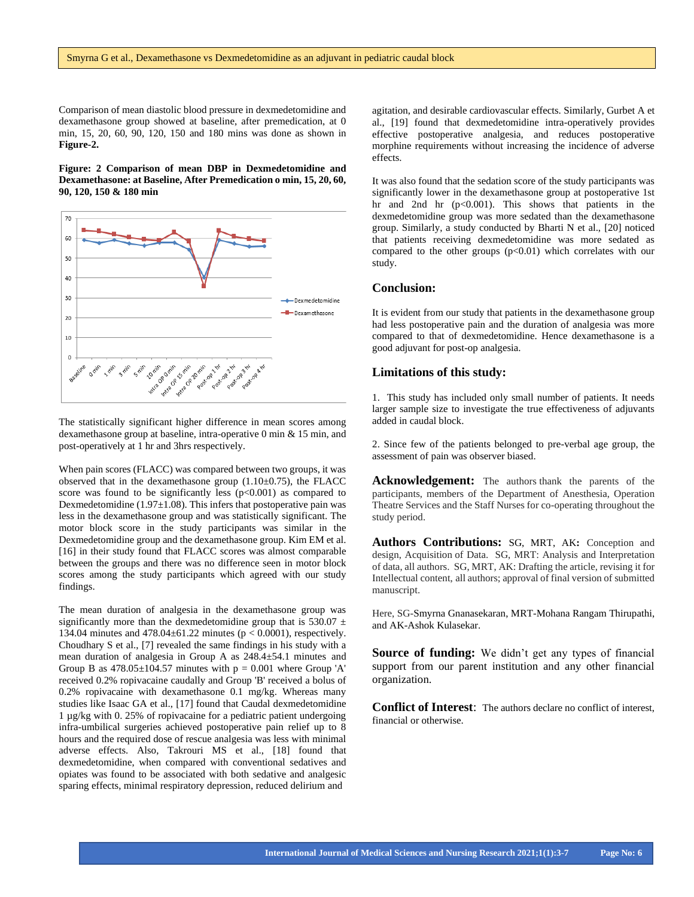Comparison of mean diastolic blood pressure in dexmedetomidine and dexamethasone group showed at baseline, after premedication, at 0 min, 15, 20, 60, 90, 120, 150 and 180 mins was done as shown in **Figure-2.**

**Figure: 2 Comparison of mean DBP in Dexmedetomidine and Dexamethasone: at Baseline, After Premedication o min, 15, 20, 60, 90, 120, 150 & 180 min**

70
60
50
40
30
20
10
0

Baseline
0 min
1 min
3 min
5 min
10 min
Intra OP 0 min
Intra OP 15 min
Intra OP 20 min
Post-op 1 hr
Post-op 2 hr
Post-op 3 hr
Post-op 4 hr

Dexmedetomidine
Dexamethasone

The statistically significant higher difference in mean scores among dexamethasone group at baseline, intra-operative 0 min & 15 min, and post-operatively at 1 hr and 3hrs respectively.

When pain scores (FLACC) was compared between two groups, it was observed that in the dexamethasone group (1.10±0.75), the FLACC score was found to be significantly less ($p<0.001$) as compared to Dexmedetomidine (1.97±1.08). This infers that postoperative pain was less in the dexamethasone group and was statistically significant. The motor block score in the study participants was similar in the Dexmedetomidine group and the dexamethasone group. Kim EM et al. [16] in their study found that FLACC scores was almost comparable between the groups and there was no difference seen in motor block scores among the study participants which agreed with our study findings.

The mean duration of analgesia in the dexamethasone group was significantly more than the dexmedetomidine group that is 530.07 ± 134.04 minutes and 478.04±61.22 minutes ($p < 0.0001$), respectively. Choudhary S et al., [7] revealed the same findings in his study with a mean duration of analgesia in Group A as 248.4±54.1 minutes and Group B as 478.05±104.57 minutes with $p = 0.001$ where Group 'A' received 0.2% ropivacaine caudally and Group 'B' received a bolus of 0.2% ropivacaine with dexamethasone 0.1 mg/kg. Whereas many studies like Isaac GA et al., [17] found that Caudal dexmedetomidine 1 µg/kg with 0. 25% of ropivacaine for a pediatric patient undergoing infra-umbilical surgeries achieved postoperative pain relief up to 8 hours and the required dose of rescue analgesia was less with minimal adverse effects. Also, Takrouri MS et al., [18] found that dexmedetomidine, when compared with conventional sedatives and opiates was found to be associated with both sedative and analgesic sparing effects, minimal respiratory depression, reduced delirium and agitation, and desirable cardiovascular effects. Similarly, Gurbet A et al., [19] found that dexmedetomidine intra-operatively provides effective postoperative analgesia, and reduces postoperative morphine requirements without increasing the incidence of adverse effects.

It was also found that the sedation score of the study participants was significantly lower in the dexamethasone group at postoperative 1st hr and 2nd hr ($p<0.001$). This shows that patients in the dexmedetomidine group was more sedated than the dexamethasone group. Similarly, a study conducted by Bharti N et al., [20] noticed that patients receiving dexmedetomidine was more sedated as compared to the other groups ($p<0.01$) which correlates with our study.

## Conclusion:

It is evident from our study that patients in the dexamethasone group had less postoperative pain and the duration of analgesia was more compared to that of dexmedetomidine. Hence dexamethasone is a good adjuvant for post-op analgesia.

## Limitations of this study:

1. This study has included only small number of patients. It needs larger sample size to investigate the true effectiveness of adjuvants added in caudal block.

2. Since few of the patients belonged to pre-verbal age group, the assessment of pain was observer biased.

**Acknowledgement:** The authors thank the parents of the participants, members of the Department of Anesthesia, Operation Theatre Services and the Staff Nurses for co-operating throughout the study period.

**Authors Contributions:** SG, MRT, AK**:** Conception and design, Acquisition of Data. SG, MRT: Analysis and Interpretation of data, all authors. SG, MRT, AK: Drafting the article, revising it for Intellectual content, all authors; approval of final version of submitted manuscript.

Here, SG-Smyrna Gnanasekaran, MRT-Mohana Rangam Thirupathi, and AK-Ashok Kulasekar.

**Source of funding:** We didn't get any types of financial support from our parent institution and any other financial organization.

**Conflict of Interest**: The authors declare no conflict of interest, financial or otherwise.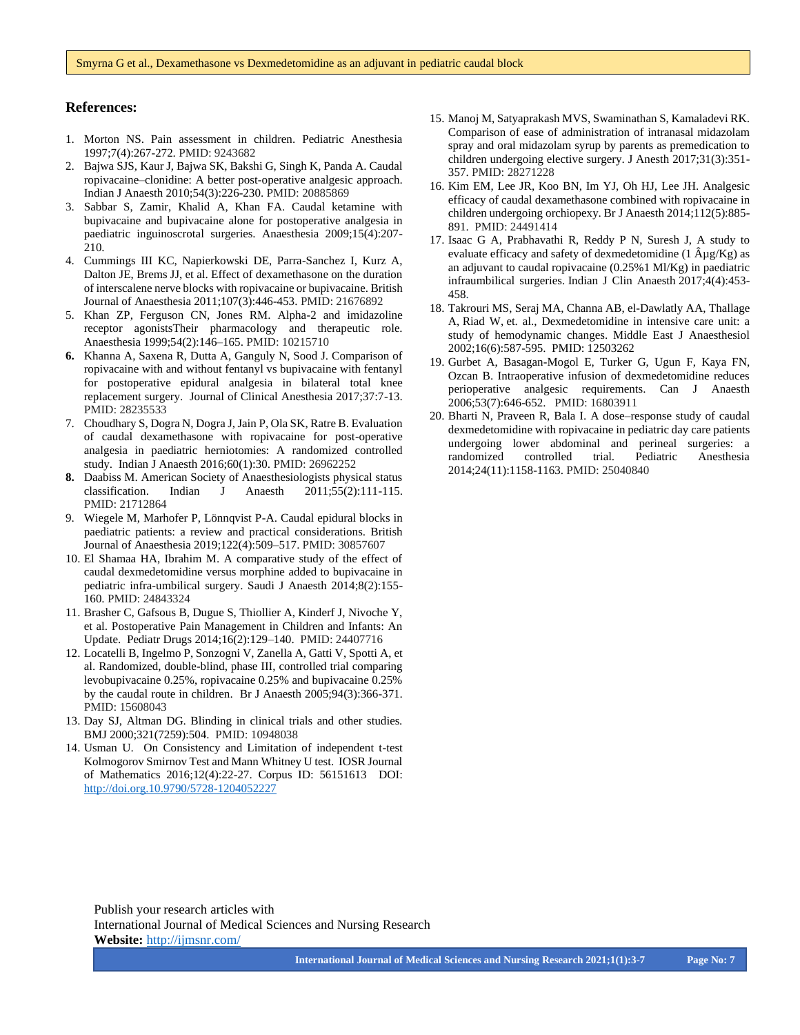## References:

1. Morton NS. Pain assessment in children. Pediatric Anesthesia 1997;7(4):267-272. PMID: 9243682
2. Bajwa SJS, Kaur J, Bajwa SK, Bakshi G, Singh K, Panda A. Caudal ropivacaine–clonidine: A better post-operative analgesic approach. Indian J Anaesth 2010;54(3):226-230. PMID: 20885869
3. Sabbar S, Zamir, Khalid A, Khan FA. Caudal ketamine with bupivacaine and bupivacaine alone for postoperative analgesia in paediatric inguinoscrotal surgeries. Anaesthesia 2009;15(4):207-210.
4. Cummings III KC, Napierkowski DE, Parra-Sanchez I, Kurz A, Dalton JE, Brems JJ, et al. Effect of dexamethasone on the duration of interscalene nerve blocks with ropivacaine or bupivacaine. British Journal of Anaesthesia 2011;107(3):446-453. PMID: 21676892
5. Khan ZP, Ferguson CN, Jones RM. Alpha-2 and imidazoline receptor agonistsTheir pharmacology and therapeutic role. Anaesthesia 1999;54(2):146–165. PMID: 10215710
6. Khanna A, Saxena R, Dutta A, Ganguly N, Sood J. Comparison of ropivacaine with and without fentanyl vs bupivacaine with fentanyl for postoperative epidural analgesia in bilateral total knee replacement surgery. Journal of Clinical Anesthesia 2017;37:7-13. PMID: 28235533
7. Choudhary S, Dogra N, Dogra J, Jain P, Ola SK, Ratre B. Evaluation of caudal dexamethasone with ropivacaine for post-operative analgesia in paediatric herniotomies: A randomized controlled study. Indian J Anaesth 2016;60(1):30. PMID: 26962252
8. Daabiss M. American Society of Anaesthesiologists physical status classification. Indian J Anaesth 2011;55(2):111-115. PMID: 21712864
9. Wiegele M, Marhofer P, Lönnqvist P-A. Caudal epidural blocks in paediatric patients: a review and practical considerations. British Journal of Anaesthesia 2019;122(4):509–517. PMID: 30857607
10. El Shamaa HA, Ibrahim M. A comparative study of the effect of caudal dexmedetomidine versus morphine added to bupivacaine in pediatric infra-umbilical surgery. Saudi J Anaesth 2014;8(2):155-160. PMID: 24843324
11. Brasher C, Gafsous B, Dugue S, Thiollier A, Kinderf J, Nivoche Y, et al. Postoperative Pain Management in Children and Infants: An Update. Pediatr Drugs 2014;16(2):129–140. PMID: 24407716
12. Locatelli B, Ingelmo P, Sonzogni V, Zanella A, Gatti V, Spotti A, et al. Randomized, double-blind, phase III, controlled trial comparing levobupivacaine 0.25%, ropivacaine 0.25% and bupivacaine 0.25% by the caudal route in children. Br J Anaesth 2005;94(3):366-371. PMID: 15608043
13. Day SJ, Altman DG. Blinding in clinical trials and other studies. BMJ 2000;321(7259):504. PMID: 10948038
14. Usman U. On Consistency and Limitation of independent t-test Kolmogorov Smirnov Test and Mann Whitney U test. IOSR Journal of Mathematics 2016;12(4):22-27. Corpus ID: 56151613 DOI: http://doi.org.10.9790/5728-1204052227
15. Manoj M, Satyaprakash MVS, Swaminathan S, Kamaladevi RK. Comparison of ease of administration of intranasal midazolam spray and oral midazolam syrup by parents as premedication to children undergoing elective surgery. J Anesth 2017;31(3):351-357. PMID: 28271228
16. Kim EM, Lee JR, Koo BN, Im YJ, Oh HJ, Lee JH. Analgesic efficacy of caudal dexamethasone combined with ropivacaine in children undergoing orchiopexy. Br J Anaesth 2014;112(5):885-891. PMID: 24491414
17. Isaac G A, Prabhavathi R, Reddy P N, Suresh J, A study to evaluate efficacy and safety of dexmedetomidine (1 Âµg/Kg) as an adjuvant to caudal ropivacaine (0.25%1 Ml/Kg) in paediatric infraumbilical surgeries. Indian J Clin Anaesth 2017;4(4):453-458.
18. Takrouri MS, Seraj MA, Channa AB, el-Dawlatly AA, Thallage A, Riad W, et. al., Dexmedetomidine in intensive care unit: a study of hemodynamic changes. Middle East J Anaesthesiol 2002;16(6):587-595. PMID: 12503262
19. Gurbet A, Basagan-Mogol E, Turker G, Ugun F, Kaya FN, Ozcan B. Intraoperative infusion of dexmedetomidine reduces perioperative analgesic requirements. Can J Anaesth 2006;53(7):646-652. PMID: 16803911
20. Bharti N, Praveen R, Bala I. A dose–response study of caudal dexmedetomidine with ropivacaine in pediatric day care patients undergoing lower abdominal and perineal surgeries: a randomized controlled trial. Pediatric Anesthesia 2014;24(11):1158-1163. PMID: 25040840

Publish your research articles with
International Journal of Medical Sciences and Nursing Research
**Website:** http://ijmsnr.com/